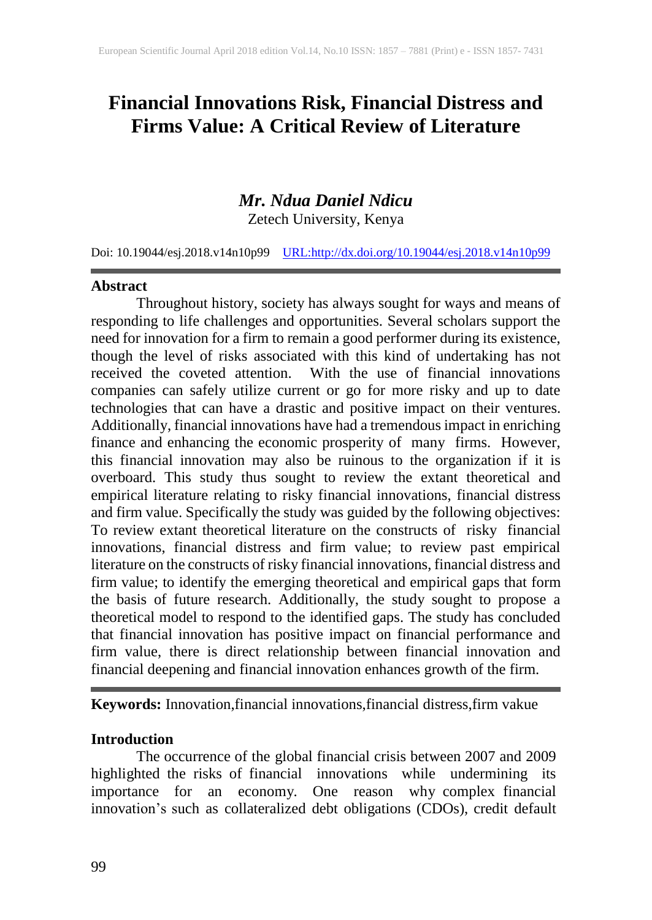# Financial Innovations Risk, Financial Distress and Firms Value: A Critical Review of Literature

***Mr. Ndua Daniel Ndicu***

Zetech University, Kenya

Doi: 10.19044/esj.2018.v14n10p99 [URL:http://dx.doi.org/10.19044/esj.2018.v14n10p99](http://dx.doi.org/10.19044/esj.2018.v14n10p99)

## Abstract

Throughout history, society has always sought for ways and means of responding to life challenges and opportunities. Several scholars support the need for innovation for a firm to remain a good performer during its existence, though the level of risks associated with this kind of undertaking has not received the coveted attention. With the use of financial innovations companies can safely utilize current or go for more risky and up to date technologies that can have a drastic and positive impact on their ventures. Additionally, financial innovations have had a tremendous impact in enriching finance and enhancing the economic prosperity of many firms. However, this financial innovation may also be ruinous to the organization if it is overboard. This study thus sought to review the extant theoretical and empirical literature relating to risky financial innovations, financial distress and firm value. Specifically the study was guided by the following objectives: To review extant theoretical literature on the constructs of risky financial innovations, financial distress and firm value; to review past empirical literature on the constructs of risky financial innovations, financial distress and firm value; to identify the emerging theoretical and empirical gaps that form the basis of future research. Additionally, the study sought to propose a theoretical model to respond to the identified gaps. The study has concluded that financial innovation has positive impact on financial performance and firm value, there is direct relationship between financial innovation and financial deepening and financial innovation enhances growth of the firm.

**Keywords:** Innovation,financial innovations,financial distress,firm vakue

## Introduction

The occurrence of the global financial crisis between 2007 and 2009 highlighted the risks of financial innovations while undermining its importance for an economy. One reason why complex financial innovation's such as collateralized debt obligations (CDOs), credit default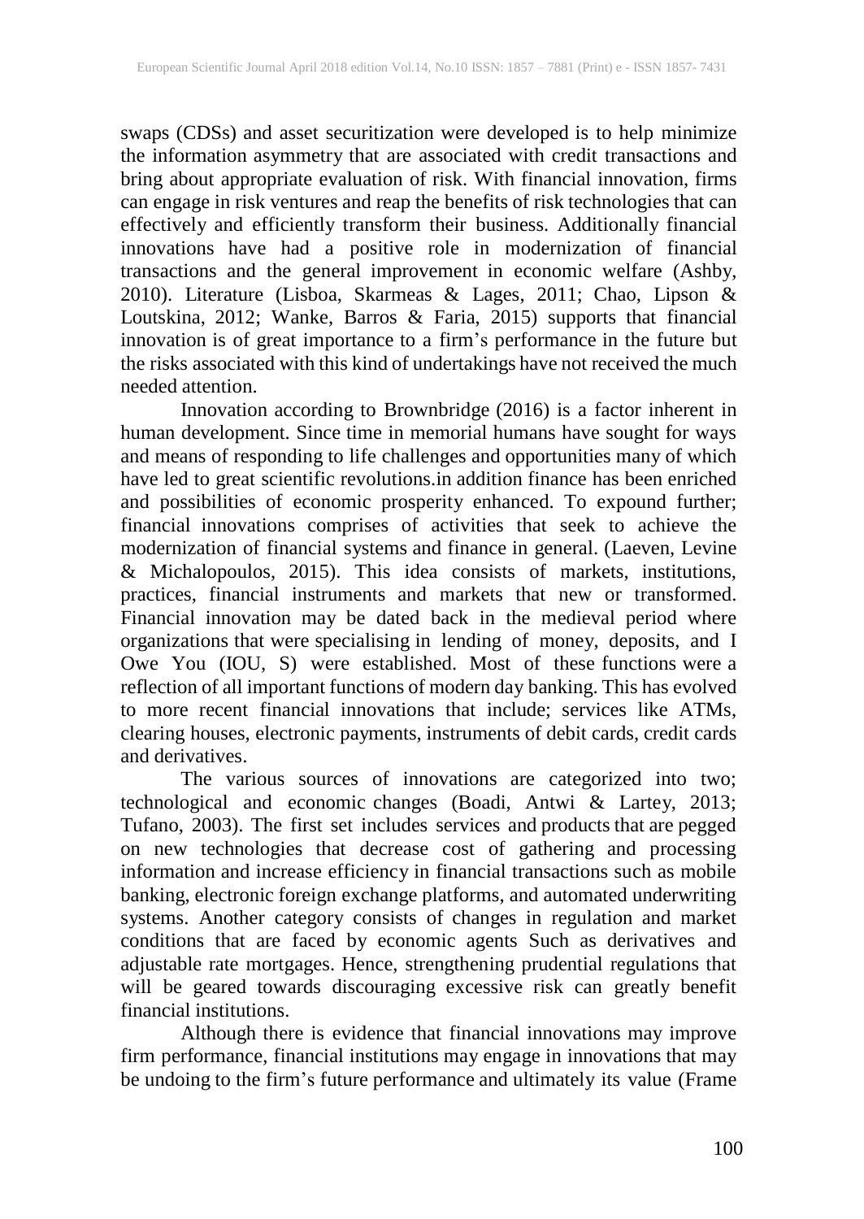swaps (CDSs) and asset securitization were developed is to help minimize the information asymmetry that are associated with credit transactions and bring about appropriate evaluation of risk. With financial innovation, firms can engage in risk ventures and reap the benefits of risk technologies that can effectively and efficiently transform their business. Additionally financial innovations have had a positive role in modernization of financial transactions and the general improvement in economic welfare (Ashby, 2010). Literature (Lisboa, Skarmeas & Lages, 2011; Chao, Lipson & Loutskina, 2012; Wanke, Barros & Faria, 2015) supports that financial innovation is of great importance to a firm's performance in the future but the risks associated with this kind of undertakings have not received the much needed attention.

Innovation according to Brownbridge (2016) is a factor inherent in human development. Since time in memorial humans have sought for ways and means of responding to life challenges and opportunities many of which have led to great scientific revolutions.in addition finance has been enriched and possibilities of economic prosperity enhanced. To expound further; financial innovations comprises of activities that seek to achieve the modernization of financial systems and finance in general. (Laeven, Levine & Michalopoulos, 2015). This idea consists of markets, institutions, practices, financial instruments and markets that new or transformed. Financial innovation may be dated back in the medieval period where organizations that were specialising in lending of money, deposits, and I Owe You (IOU, S) were established. Most of these functions were a reflection of all important functions of modern day banking. This has evolved to more recent financial innovations that include; services like ATMs, clearing houses, electronic payments, instruments of debit cards, credit cards and derivatives.

The various sources of innovations are categorized into two; technological and economic changes (Boadi, Antwi & Lartey, 2013; Tufano, 2003). The first set includes services and products that are pegged on new technologies that decrease cost of gathering and processing information and increase efficiency in financial transactions such as mobile banking, electronic foreign exchange platforms, and automated underwriting systems. Another category consists of changes in regulation and market conditions that are faced by economic agents Such as derivatives and adjustable rate mortgages. Hence, strengthening prudential regulations that will be geared towards discouraging excessive risk can greatly benefit financial institutions.

Although there is evidence that financial innovations may improve firm performance, financial institutions may engage in innovations that may be undoing to the firm's future performance and ultimately its value (Frame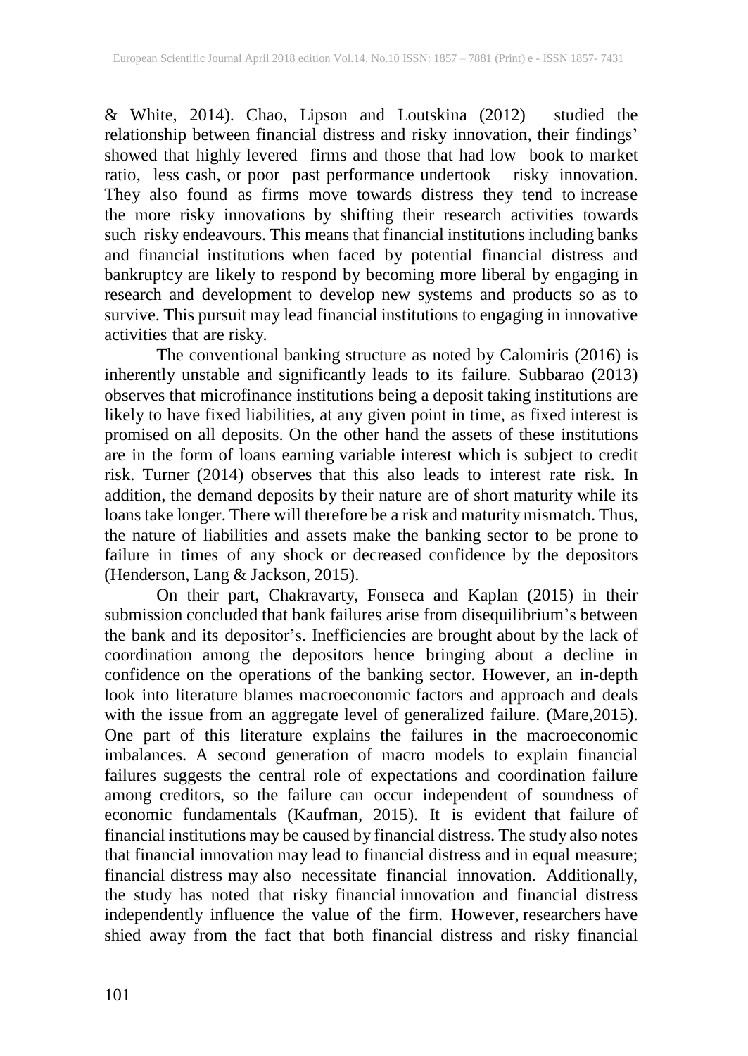& White, 2014). Chao, Lipson and Loutskina (2012) studied the relationship between financial distress and risky innovation, their findings' showed that highly levered firms and those that had low book to market ratio, less cash, or poor past performance undertook risky innovation. They also found as firms move towards distress they tend to increase the more risky innovations by shifting their research activities towards such risky endeavours. This means that financial institutions including banks and financial institutions when faced by potential financial distress and bankruptcy are likely to respond by becoming more liberal by engaging in research and development to develop new systems and products so as to survive. This pursuit may lead financial institutions to engaging in innovative activities that are risky.

The conventional banking structure as noted by Calomiris (2016) is inherently unstable and significantly leads to its failure. Subbarao (2013) observes that microfinance institutions being a deposit taking institutions are likely to have fixed liabilities, at any given point in time, as fixed interest is promised on all deposits. On the other hand the assets of these institutions are in the form of loans earning variable interest which is subject to credit risk. Turner (2014) observes that this also leads to interest rate risk. In addition, the demand deposits by their nature are of short maturity while its loans take longer. There will therefore be a risk and maturity mismatch. Thus, the nature of liabilities and assets make the banking sector to be prone to failure in times of any shock or decreased confidence by the depositors (Henderson, Lang & Jackson, 2015).

On their part, Chakravarty, Fonseca and Kaplan (2015) in their submission concluded that bank failures arise from disequilibrium's between the bank and its depositor's. Inefficiencies are brought about by the lack of coordination among the depositors hence bringing about a decline in confidence on the operations of the banking sector. However, an in-depth look into literature blames macroeconomic factors and approach and deals with the issue from an aggregate level of generalized failure. (Mare,2015). One part of this literature explains the failures in the macroeconomic imbalances. A second generation of macro models to explain financial failures suggests the central role of expectations and coordination failure among creditors, so the failure can occur independent of soundness of economic fundamentals (Kaufman, 2015). It is evident that failure of financial institutions may be caused by financial distress. The study also notes that financial innovation may lead to financial distress and in equal measure; financial distress may also necessitate financial innovation. Additionally, the study has noted that risky financial innovation and financial distress independently influence the value of the firm. However, researchers have shied away from the fact that both financial distress and risky financial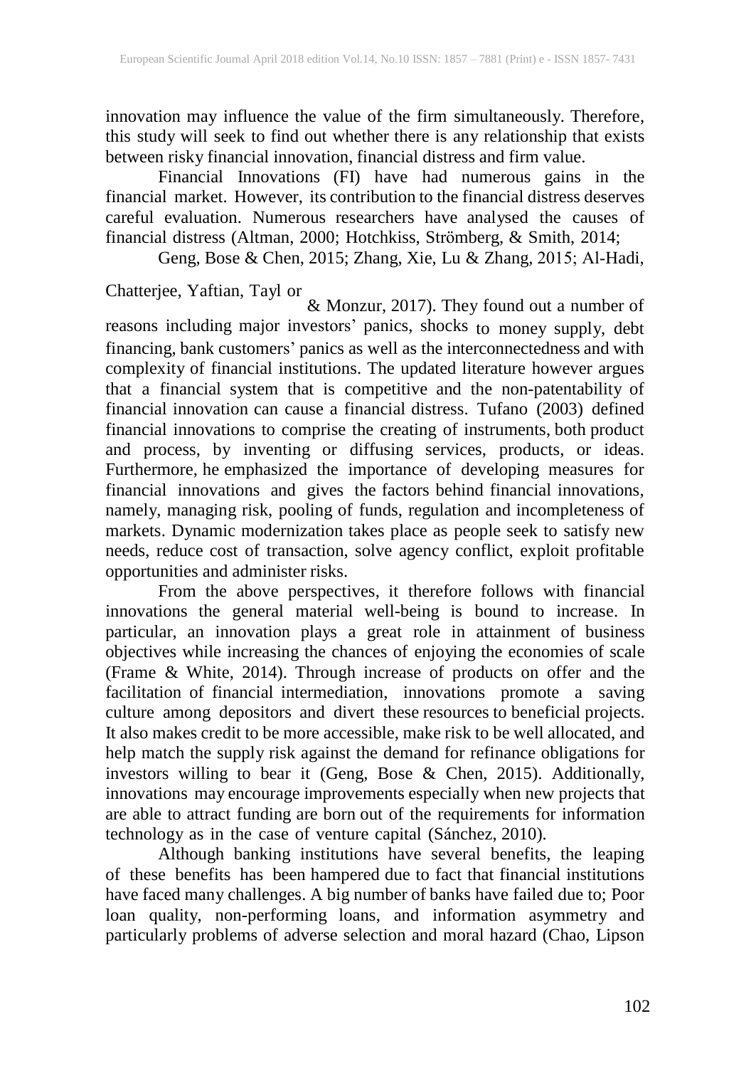innovation may influence the value of the firm simultaneously. Therefore, this study will seek to find out whether there is any relationship that exists between risky financial innovation, financial distress and firm value.

Financial Innovations (FI) have had numerous gains in the financial market. However, its contribution to the financial distress deserves careful evaluation. Numerous researchers have analysed the causes of financial distress (Altman, 2000; Hotchkiss, Strömberg, & Smith, 2014; Geng, Bose & Chen, 2015; Zhang, Xie, Lu & Zhang, 2015; Al-Hadi, Chatterjee, Yaftian, Tayl or & Monzur, 2017). They found out a number of reasons including major investors' panics, shocks to money supply, debt financing, bank customers' panics as well as the interconnectedness and with complexity of financial institutions. The updated literature however argues that a financial system that is competitive and the non-patentability of financial innovation can cause a financial distress. Tufano (2003) defined financial innovations to comprise the creating of instruments, both product and process, by inventing or diffusing services, products, or ideas. Furthermore, he emphasized the importance of developing measures for financial innovations and gives the factors behind financial innovations, namely, managing risk, pooling of funds, regulation and incompleteness of markets. Dynamic modernization takes place as people seek to satisfy new needs, reduce cost of transaction, solve agency conflict, exploit profitable opportunities and administer risks.

From the above perspectives, it therefore follows with financial innovations the general material well-being is bound to increase. In particular, an innovation plays a great role in attainment of business objectives while increasing the chances of enjoying the economies of scale (Frame & White, 2014). Through increase of products on offer and the facilitation of financial intermediation, innovations promote a saving culture among depositors and divert these resources to beneficial projects. It also makes credit to be more accessible, make risk to be well allocated, and help match the supply risk against the demand for refinance obligations for investors willing to bear it (Geng, Bose & Chen, 2015). Additionally, innovations may encourage improvements especially when new projects that are able to attract funding are born out of the requirements for information technology as in the case of venture capital (Sánchez, 2010).

Although banking institutions have several benefits, the leaping of these benefits has been hampered due to fact that financial institutions have faced many challenges. A big number of banks have failed due to; Poor loan quality, non-performing loans, and information asymmetry and particularly problems of adverse selection and moral hazard (Chao, Lipson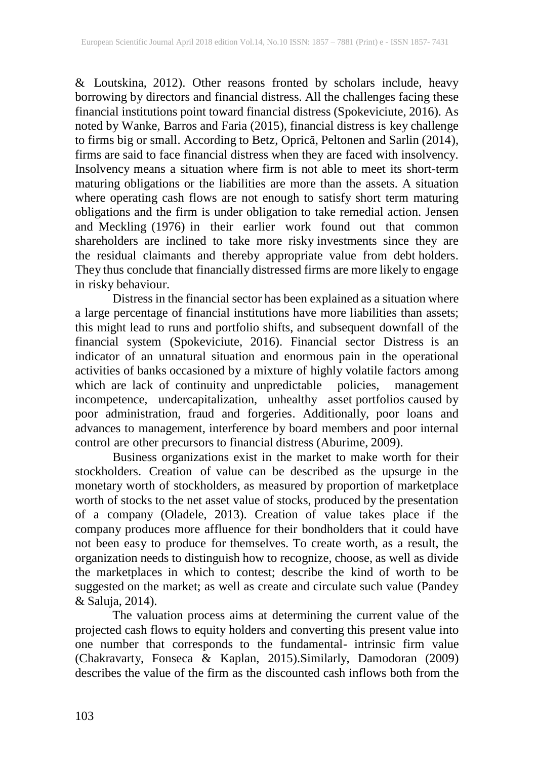& Loutskina, 2012). Other reasons fronted by scholars include, heavy borrowing by directors and financial distress. All the challenges facing these financial institutions point toward financial distress (Spokeviciute, 2016). As noted by Wanke, Barros and Faria (2015), financial distress is key challenge to firms big or small. According to Betz, Oprică, Peltonen and Sarlin (2014), firms are said to face financial distress when they are faced with insolvency. Insolvency means a situation where firm is not able to meet its short-term maturing obligations or the liabilities are more than the assets. A situation where operating cash flows are not enough to satisfy short term maturing obligations and the firm is under obligation to take remedial action. Jensen and Meckling (1976) in their earlier work found out that common shareholders are inclined to take more risky investments since they are the residual claimants and thereby appropriate value from debt holders. They thus conclude that financially distressed firms are more likely to engage in risky behaviour.

Distress in the financial sector has been explained as a situation where a large percentage of financial institutions have more liabilities than assets; this might lead to runs and portfolio shifts, and subsequent downfall of the financial system (Spokeviciute, 2016). Financial sector Distress is an indicator of an unnatural situation and enormous pain in the operational activities of banks occasioned by a mixture of highly volatile factors among which are lack of continuity and unpredictable policies, management incompetence, undercapitalization, unhealthy asset portfolios caused by poor administration, fraud and forgeries. Additionally, poor loans and advances to management, interference by board members and poor internal control are other precursors to financial distress (Aburime, 2009).

Business organizations exist in the market to make worth for their stockholders. Creation of value can be described as the upsurge in the monetary worth of stockholders, as measured by proportion of marketplace worth of stocks to the net asset value of stocks, produced by the presentation of a company (Oladele, 2013). Creation of value takes place if the company produces more affluence for their bondholders that it could have not been easy to produce for themselves. To create worth, as a result, the organization needs to distinguish how to recognize, choose, as well as divide the marketplaces in which to contest; describe the kind of worth to be suggested on the market; as well as create and circulate such value (Pandey & Saluja, 2014).

The valuation process aims at determining the current value of the projected cash flows to equity holders and converting this present value into one number that corresponds to the fundamental- intrinsic firm value (Chakravarty, Fonseca & Kaplan, 2015).Similarly, Damodoran (2009) describes the value of the firm as the discounted cash inflows both from the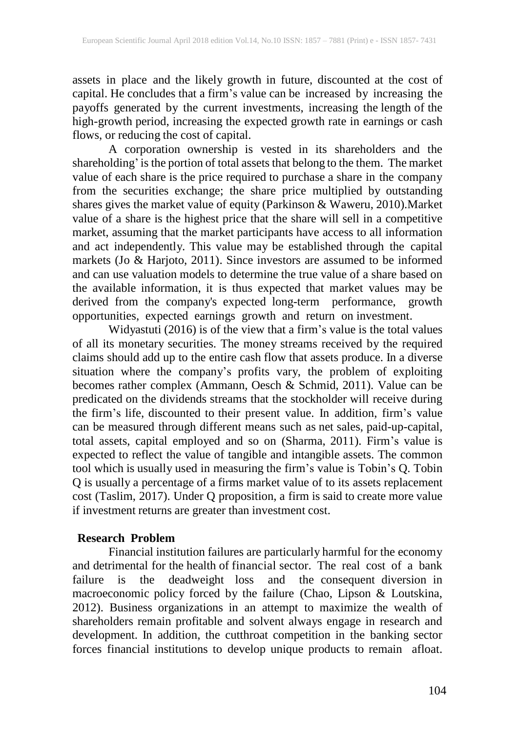assets in place and the likely growth in future, discounted at the cost of capital. He concludes that a firm's value can be increased by increasing the payoffs generated by the current investments, increasing the length of the high-growth period, increasing the expected growth rate in earnings or cash flows, or reducing the cost of capital.

A corporation ownership is vested in its shareholders and the shareholding' is the portion of total assets that belong to the them. The market value of each share is the price required to purchase a share in the company from the securities exchange; the share price multiplied by outstanding shares gives the market value of equity (Parkinson & Waweru, 2010).Market value of a share is the highest price that the share will sell in a competitive market, assuming that the market participants have access to all information and act independently. This value may be established through the capital markets (Jo & Harjoto, 2011). Since investors are assumed to be informed and can use valuation models to determine the true value of a share based on the available information, it is thus expected that market values may be derived from the company's expected long-term performance, growth opportunities, expected earnings growth and return on investment.

Widyastuti (2016) is of the view that a firm's value is the total values of all its monetary securities. The money streams received by the required claims should add up to the entire cash flow that assets produce. In a diverse situation where the company's profits vary, the problem of exploiting becomes rather complex (Ammann, Oesch & Schmid, 2011). Value can be predicated on the dividends streams that the stockholder will receive during the firm's life, discounted to their present value. In addition, firm's value can be measured through different means such as net sales, paid-up-capital, total assets, capital employed and so on (Sharma, 2011). Firm's value is expected to reflect the value of tangible and intangible assets. The common tool which is usually used in measuring the firm's value is Tobin's Q. Tobin Q is usually a percentage of a firms market value of to its assets replacement cost (Taslim, 2017). Under Q proposition, a firm is said to create more value if investment returns are greater than investment cost.

## Research Problem

Financial institution failures are particularly harmful for the economy and detrimental for the health of financial sector. The real cost of a bank failure is the deadweight loss and the consequent diversion in macroeconomic policy forced by the failure (Chao, Lipson & Loutskina, 2012). Business organizations in an attempt to maximize the wealth of shareholders remain profitable and solvent always engage in research and development. In addition, the cutthroat competition in the banking sector forces financial institutions to develop unique products to remain afloat.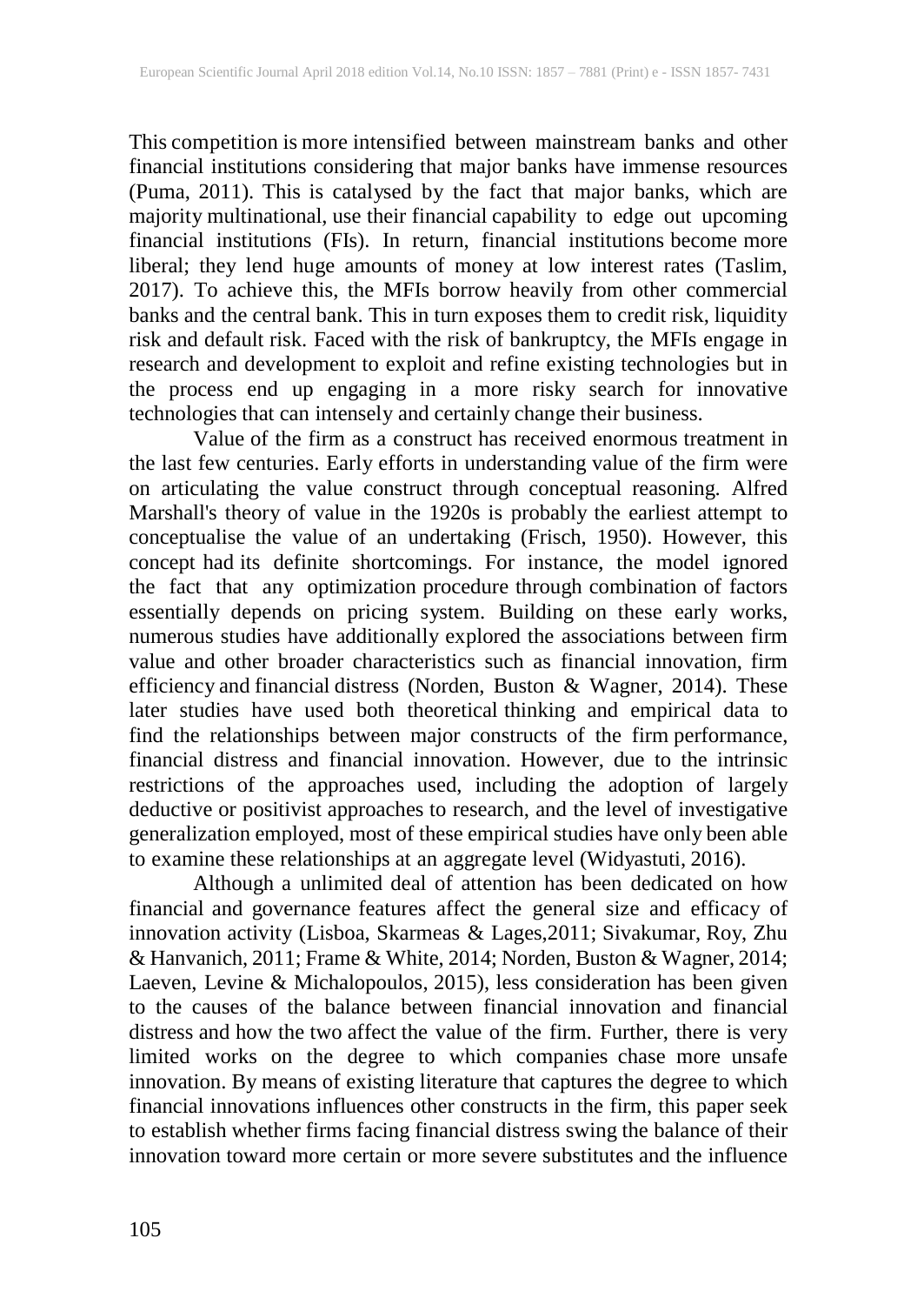This competition is more intensified between mainstream banks and other financial institutions considering that major banks have immense resources (Puma, 2011). This is catalysed by the fact that major banks, which are majority multinational, use their financial capability to edge out upcoming financial institutions (FIs). In return, financial institutions become more liberal; they lend huge amounts of money at low interest rates (Taslim, 2017). To achieve this, the MFIs borrow heavily from other commercial banks and the central bank. This in turn exposes them to credit risk, liquidity risk and default risk. Faced with the risk of bankruptcy, the MFIs engage in research and development to exploit and refine existing technologies but in the process end up engaging in a more risky search for innovative technologies that can intensely and certainly change their business.

Value of the firm as a construct has received enormous treatment in the last few centuries. Early efforts in understanding value of the firm were on articulating the value construct through conceptual reasoning. Alfred Marshall's theory of value in the 1920s is probably the earliest attempt to conceptualise the value of an undertaking (Frisch, 1950). However, this concept had its definite shortcomings. For instance, the model ignored the fact that any optimization procedure through combination of factors essentially depends on pricing system. Building on these early works, numerous studies have additionally explored the associations between firm value and other broader characteristics such as financial innovation, firm efficiency and financial distress (Norden, Buston & Wagner, 2014). These later studies have used both theoretical thinking and empirical data to find the relationships between major constructs of the firm performance, financial distress and financial innovation. However, due to the intrinsic restrictions of the approaches used, including the adoption of largely deductive or positivist approaches to research, and the level of investigative generalization employed, most of these empirical studies have only been able to examine these relationships at an aggregate level (Widyastuti, 2016).

Although a unlimited deal of attention has been dedicated on how financial and governance features affect the general size and efficacy of innovation activity (Lisboa, Skarmeas & Lages,2011; Sivakumar, Roy, Zhu & Hanvanich, 2011; Frame & White, 2014; Norden, Buston & Wagner, 2014; Laeven, Levine & Michalopoulos, 2015), less consideration has been given to the causes of the balance between financial innovation and financial distress and how the two affect the value of the firm. Further, there is very limited works on the degree to which companies chase more unsafe innovation. By means of existing literature that captures the degree to which financial innovations influences other constructs in the firm, this paper seek to establish whether firms facing financial distress swing the balance of their innovation toward more certain or more severe substitutes and the influence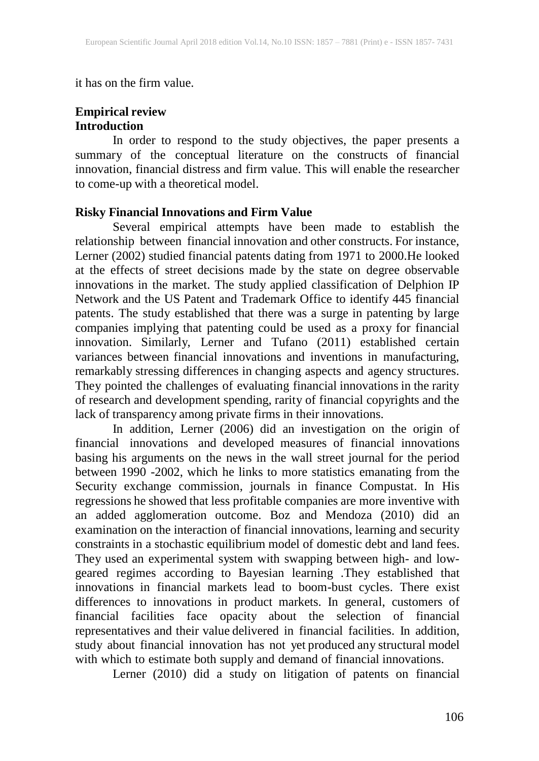it has on the firm value.

## Empirical review

### Introduction

In order to respond to the study objectives, the paper presents a summary of the conceptual literature on the constructs of financial innovation, financial distress and firm value. This will enable the researcher to come-up with a theoretical model.

### Risky Financial Innovations and Firm Value

Several empirical attempts have been made to establish the relationship between financial innovation and other constructs. For instance, Lerner (2002) studied financial patents dating from 1971 to 2000.He looked at the effects of street decisions made by the state on degree observable innovations in the market. The study applied classification of Delphion IP Network and the US Patent and Trademark Office to identify 445 financial patents. The study established that there was a surge in patenting by large companies implying that patenting could be used as a proxy for financial innovation. Similarly, Lerner and Tufano (2011) established certain variances between financial innovations and inventions in manufacturing, remarkably stressing differences in changing aspects and agency structures. They pointed the challenges of evaluating financial innovations in the rarity of research and development spending, rarity of financial copyrights and the lack of transparency among private firms in their innovations.

In addition, Lerner (2006) did an investigation on the origin of financial innovations and developed measures of financial innovations basing his arguments on the news in the wall street journal for the period between 1990 -2002, which he links to more statistics emanating from the Security exchange commission, journals in finance Compustat. In His regressions he showed that less profitable companies are more inventive with an added agglomeration outcome. Boz and Mendoza (2010) did an examination on the interaction of financial innovations, learning and security constraints in a stochastic equilibrium model of domestic debt and land fees. They used an experimental system with swapping between high- and low-geared regimes according to Bayesian learning .They established that innovations in financial markets lead to boom-bust cycles. There exist differences to innovations in product markets. In general, customers of financial facilities face opacity about the selection of financial representatives and their value delivered in financial facilities. In addition, study about financial innovation has not yet produced any structural model with which to estimate both supply and demand of financial innovations.

Lerner (2010) did a study on litigation of patents on financial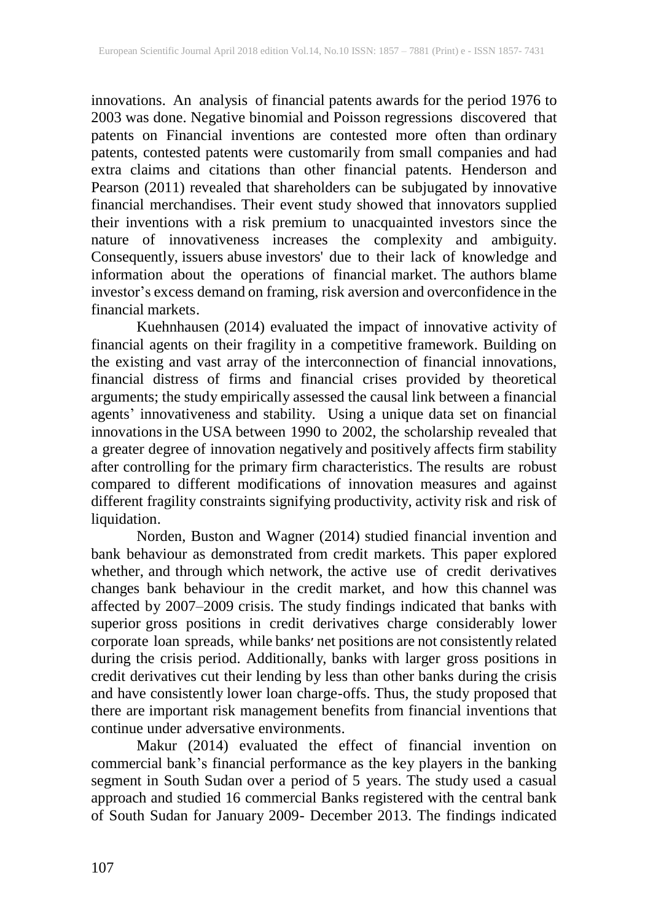innovations. An analysis of financial patents awards for the period 1976 to 2003 was done. Negative binomial and Poisson regressions discovered that patents on Financial inventions are contested more often than ordinary patents, contested patents were customarily from small companies and had extra claims and citations than other financial patents. Henderson and Pearson (2011) revealed that shareholders can be subjugated by innovative financial merchandises. Their event study showed that innovators supplied their inventions with a risk premium to unacquainted investors since the nature of innovativeness increases the complexity and ambiguity. Consequently, issuers abuse investors' due to their lack of knowledge and information about the operations of financial market. The authors blame investor's excess demand on framing, risk aversion and overconfidence in the financial markets.

Kuehnhausen (2014) evaluated the impact of innovative activity of financial agents on their fragility in a competitive framework. Building on the existing and vast array of the interconnection of financial innovations, financial distress of firms and financial crises provided by theoretical arguments; the study empirically assessed the causal link between a financial agents' innovativeness and stability. Using a unique data set on financial innovations in the USA between 1990 to 2002, the scholarship revealed that a greater degree of innovation negatively and positively affects firm stability after controlling for the primary firm characteristics. The results are robust compared to different modifications of innovation measures and against different fragility constraints signifying productivity, activity risk and risk of liquidation.

Norden, Buston and Wagner (2014) studied financial invention and bank behaviour as demonstrated from credit markets. This paper explored whether, and through which network, the active use of credit derivatives changes bank behaviour in the credit market, and how this channel was affected by 2007–2009 crisis. The study findings indicated that banks with superior gross positions in credit derivatives charge considerably lower corporate loan spreads, while banks' net positions are not consistently related during the crisis period. Additionally, banks with larger gross positions in credit derivatives cut their lending by less than other banks during the crisis and have consistently lower loan charge-offs. Thus, the study proposed that there are important risk management benefits from financial inventions that continue under adversative environments.

Makur (2014) evaluated the effect of financial invention on commercial bank's financial performance as the key players in the banking segment in South Sudan over a period of 5 years. The study used a casual approach and studied 16 commercial Banks registered with the central bank of South Sudan for January 2009- December 2013. The findings indicated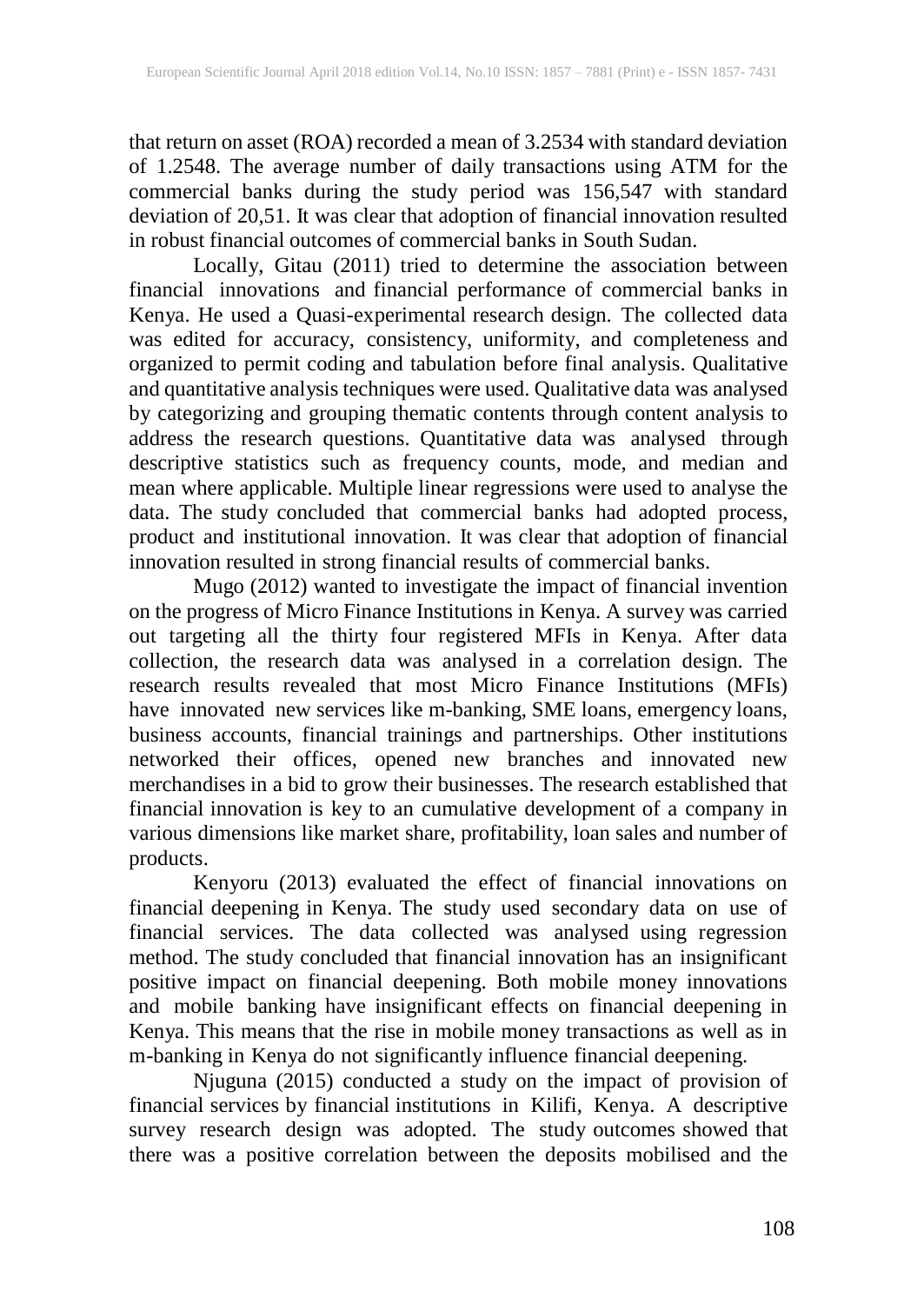that return on asset (ROA) recorded a mean of 3.2534 with standard deviation of 1.2548. The average number of daily transactions using ATM for the commercial banks during the study period was 156,547 with standard deviation of 20,51. It was clear that adoption of financial innovation resulted in robust financial outcomes of commercial banks in South Sudan.

Locally, Gitau (2011) tried to determine the association between financial innovations and financial performance of commercial banks in Kenya. He used a Quasi-experimental research design. The collected data was edited for accuracy, consistency, uniformity, and completeness and organized to permit coding and tabulation before final analysis. Qualitative and quantitative analysis techniques were used. Qualitative data was analysed by categorizing and grouping thematic contents through content analysis to address the research questions. Quantitative data was analysed through descriptive statistics such as frequency counts, mode, and median and mean where applicable. Multiple linear regressions were used to analyse the data. The study concluded that commercial banks had adopted process, product and institutional innovation. It was clear that adoption of financial innovation resulted in strong financial results of commercial banks.

Mugo (2012) wanted to investigate the impact of financial invention on the progress of Micro Finance Institutions in Kenya. A survey was carried out targeting all the thirty four registered MFIs in Kenya. After data collection, the research data was analysed in a correlation design. The research results revealed that most Micro Finance Institutions (MFIs) have innovated new services like m-banking, SME loans, emergency loans, business accounts, financial trainings and partnerships. Other institutions networked their offices, opened new branches and innovated new merchandises in a bid to grow their businesses. The research established that financial innovation is key to an cumulative development of a company in various dimensions like market share, profitability, loan sales and number of products.

Kenyoru (2013) evaluated the effect of financial innovations on financial deepening in Kenya. The study used secondary data on use of financial services. The data collected was analysed using regression method. The study concluded that financial innovation has an insignificant positive impact on financial deepening. Both mobile money innovations and mobile banking have insignificant effects on financial deepening in Kenya. This means that the rise in mobile money transactions as well as in m-banking in Kenya do not significantly influence financial deepening.

Njuguna (2015) conducted a study on the impact of provision of financial services by financial institutions in Kilifi, Kenya. A descriptive survey research design was adopted. The study outcomes showed that there was a positive correlation between the deposits mobilised and the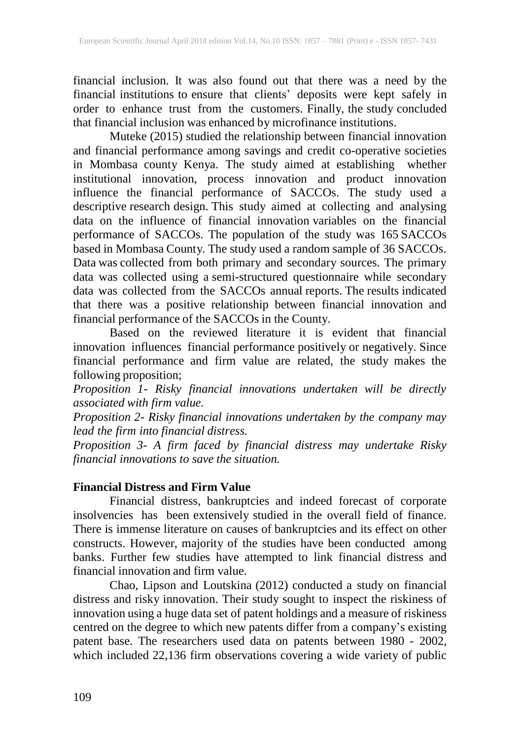financial inclusion. It was also found out that there was a need by the financial institutions to ensure that clients' deposits were kept safely in order to enhance trust from the customers. Finally, the study concluded that financial inclusion was enhanced by microfinance institutions.

Muteke (2015) studied the relationship between financial innovation and financial performance among savings and credit co-operative societies in Mombasa county Kenya. The study aimed at establishing whether institutional innovation, process innovation and product innovation influence the financial performance of SACCOs. The study used a descriptive research design. This study aimed at collecting and analysing data on the influence of financial innovation variables on the financial performance of SACCOs. The population of the study was 165 SACCOs based in Mombasa County. The study used a random sample of 36 SACCOs. Data was collected from both primary and secondary sources. The primary data was collected using a semi-structured questionnaire while secondary data was collected from the SACCOs annual reports. The results indicated that there was a positive relationship between financial innovation and financial performance of the SACCOs in the County.

Based on the reviewed literature it is evident that financial innovation influences financial performance positively or negatively. Since financial performance and firm value are related, the study makes the following proposition;

*Proposition 1- Risky financial innovations undertaken will be directly associated with firm value.*

*Proposition 2- Risky financial innovations undertaken by the company may lead the firm into financial distress.*

*Proposition 3- A firm faced by financial distress may undertake Risky financial innovations to save the situation.*

**Financial Distress and Firm Value**

Financial distress, bankruptcies and indeed forecast of corporate insolvencies has been extensively studied in the overall field of finance. There is immense literature on causes of bankruptcies and its effect on other constructs. However, majority of the studies have been conducted among banks. Further few studies have attempted to link financial distress and financial innovation and firm value.

Chao, Lipson and Loutskina (2012) conducted a study on financial distress and risky innovation. Their study sought to inspect the riskiness of innovation using a huge data set of patent holdings and a measure of riskiness centred on the degree to which new patents differ from a company's existing patent base. The researchers used data on patents between 1980 - 2002, which included 22,136 firm observations covering a wide variety of public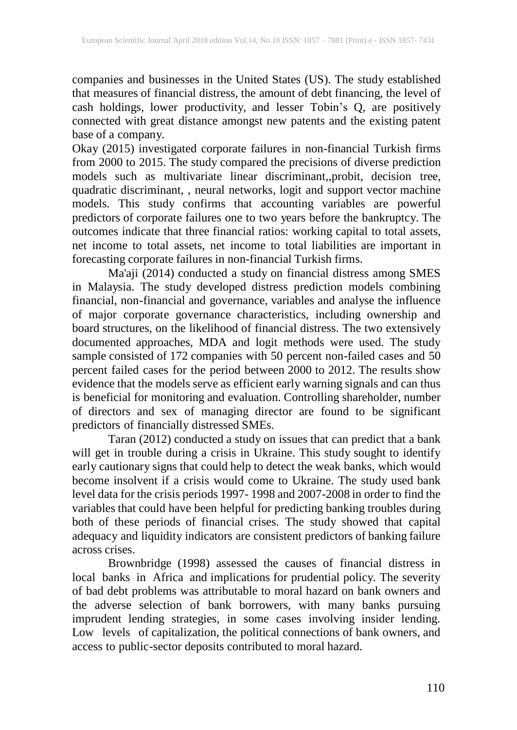companies and businesses in the United States (US). The study established that measures of financial distress, the amount of debt financing, the level of cash holdings, lower productivity, and lesser Tobin's Q, are positively connected with great distance amongst new patents and the existing patent base of a company.

Okay (2015) investigated corporate failures in non-financial Turkish firms from 2000 to 2015. The study compared the precisions of diverse prediction models such as multivariate linear discriminant,,probit, decision tree, quadratic discriminant, , neural networks, logit and support vector machine models. This study confirms that accounting variables are powerful predictors of corporate failures one to two years before the bankruptcy. The outcomes indicate that three financial ratios: working capital to total assets, net income to total assets, net income to total liabilities are important in forecasting corporate failures in non-financial Turkish firms.

Ma'aji (2014) conducted a study on financial distress among SMES in Malaysia. The study developed distress prediction models combining financial, non-financial and governance, variables and analyse the influence of major corporate governance characteristics, including ownership and board structures, on the likelihood of financial distress. The two extensively documented approaches, MDA and logit methods were used. The study sample consisted of 172 companies with 50 percent non-failed cases and 50 percent failed cases for the period between 2000 to 2012. The results show evidence that the models serve as efficient early warning signals and can thus is beneficial for monitoring and evaluation. Controlling shareholder, number of directors and sex of managing director are found to be significant predictors of financially distressed SMEs.

Taran (2012) conducted a study on issues that can predict that a bank will get in trouble during a crisis in Ukraine. This study sought to identify early cautionary signs that could help to detect the weak banks, which would become insolvent if a crisis would come to Ukraine. The study used bank level data for the crisis periods 1997- 1998 and 2007-2008 in order to find the variables that could have been helpful for predicting banking troubles during both of these periods of financial crises. The study showed that capital adequacy and liquidity indicators are consistent predictors of banking failure across crises.

Brownbridge (1998) assessed the causes of financial distress in local banks in Africa and implications for prudential policy. The severity of bad debt problems was attributable to moral hazard on bank owners and the adverse selection of bank borrowers, with many banks pursuing imprudent lending strategies, in some cases involving insider lending. Low levels of capitalization, the political connections of bank owners, and access to public-sector deposits contributed to moral hazard.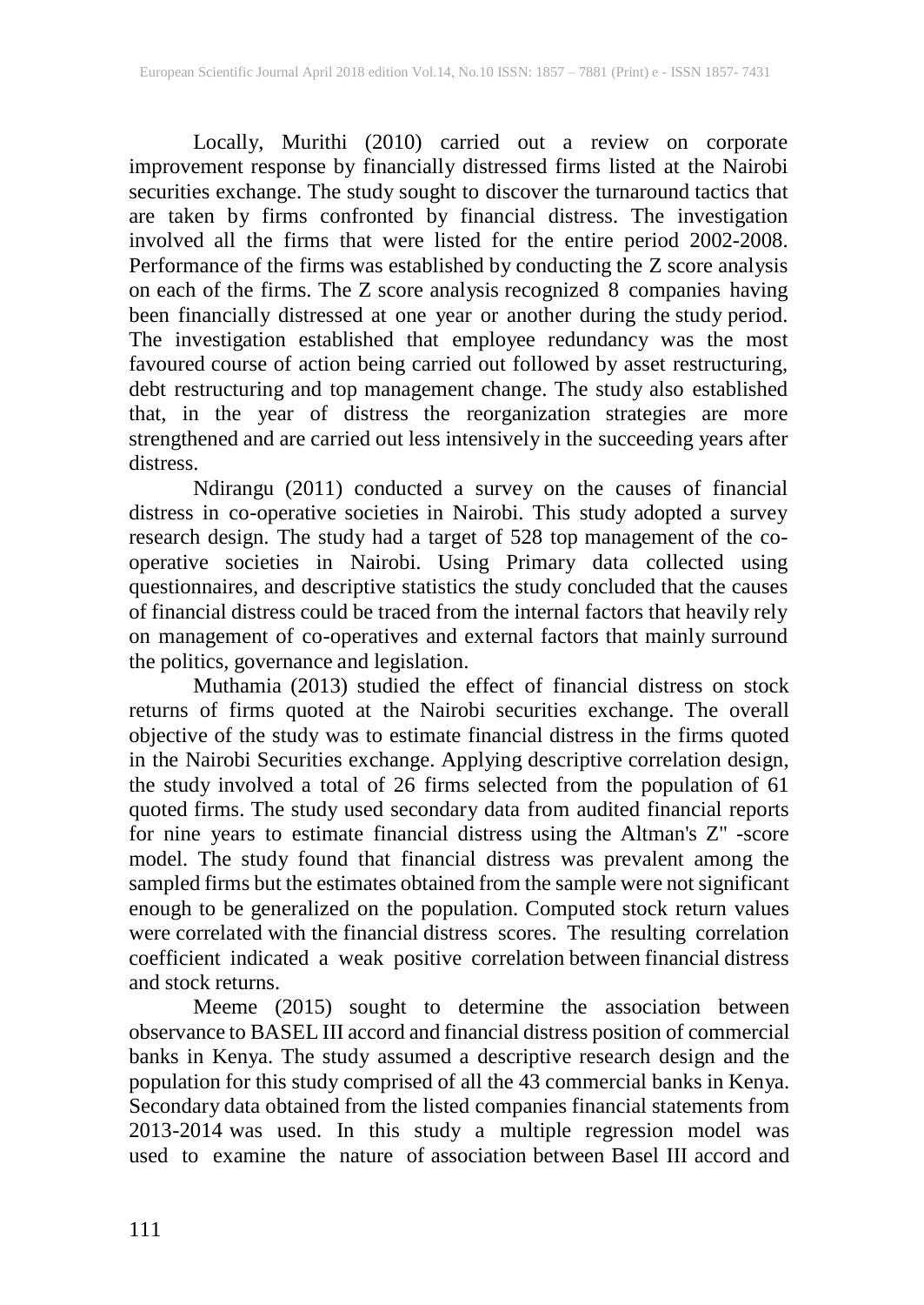Locally, Murithi (2010) carried out a review on corporate improvement response by financially distressed firms listed at the Nairobi securities exchange. The study sought to discover the turnaround tactics that are taken by firms confronted by financial distress. The investigation involved all the firms that were listed for the entire period 2002-2008. Performance of the firms was established by conducting the Z score analysis on each of the firms. The Z score analysis recognized 8 companies having been financially distressed at one year or another during the study period. The investigation established that employee redundancy was the most favoured course of action being carried out followed by asset restructuring, debt restructuring and top management change. The study also established that, in the year of distress the reorganization strategies are more strengthened and are carried out less intensively in the succeeding years after distress.

Ndirangu (2011) conducted a survey on the causes of financial distress in co-operative societies in Nairobi. This study adopted a survey research design. The study had a target of 528 top management of the co-operative societies in Nairobi. Using Primary data collected using questionnaires, and descriptive statistics the study concluded that the causes of financial distress could be traced from the internal factors that heavily rely on management of co-operatives and external factors that mainly surround the politics, governance and legislation.

Muthamia (2013) studied the effect of financial distress on stock returns of firms quoted at the Nairobi securities exchange. The overall objective of the study was to estimate financial distress in the firms quoted in the Nairobi Securities exchange. Applying descriptive correlation design, the study involved a total of 26 firms selected from the population of 61 quoted firms. The study used secondary data from audited financial reports for nine years to estimate financial distress using the Altman's Z" -score model. The study found that financial distress was prevalent among the sampled firms but the estimates obtained from the sample were not significant enough to be generalized on the population. Computed stock return values were correlated with the financial distress scores. The resulting correlation coefficient indicated a weak positive correlation between financial distress and stock returns.

Meeme (2015) sought to determine the association between observance to BASEL III accord and financial distress position of commercial banks in Kenya. The study assumed a descriptive research design and the population for this study comprised of all the 43 commercial banks in Kenya. Secondary data obtained from the listed companies financial statements from 2013-2014 was used. In this study a multiple regression model was used to examine the nature of association between Basel III accord and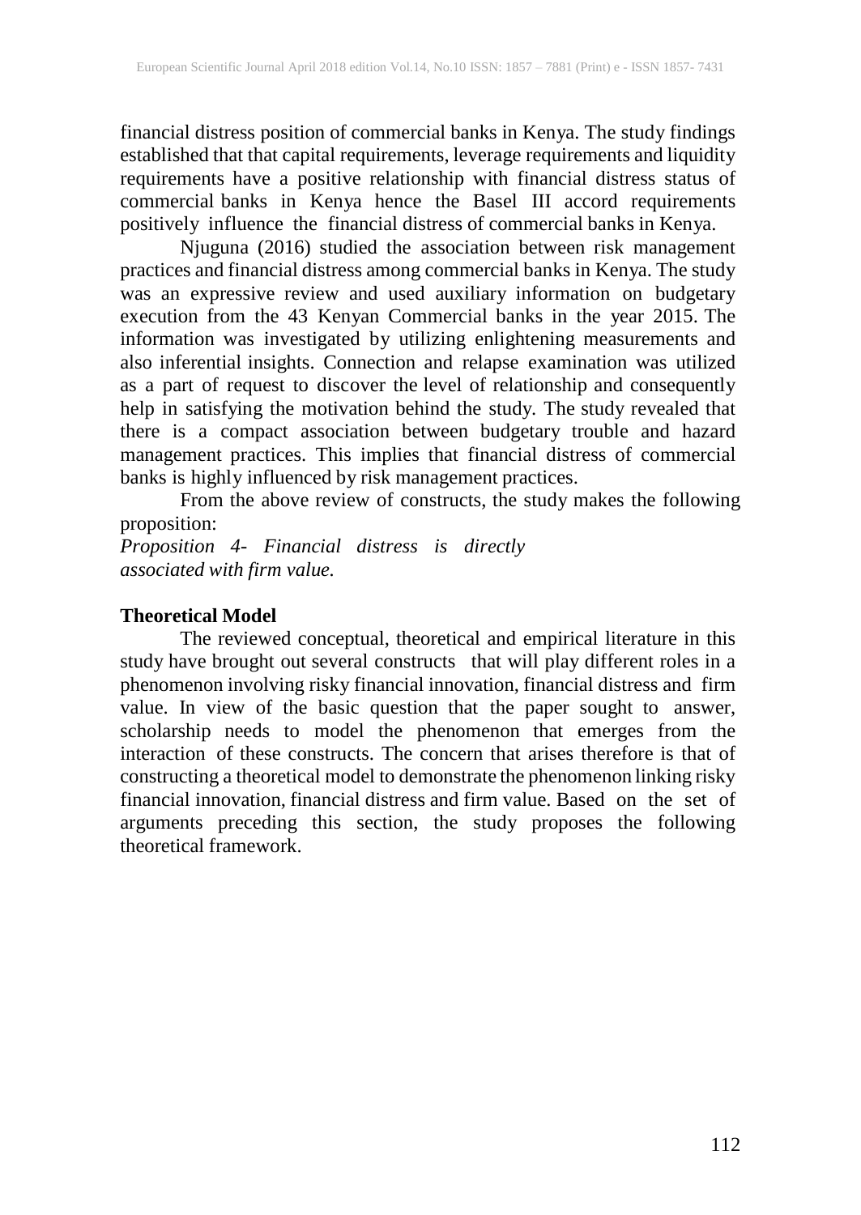financial distress position of commercial banks in Kenya. The study findings established that that capital requirements, leverage requirements and liquidity requirements have a positive relationship with financial distress status of commercial banks in Kenya hence the Basel III accord requirements positively influence the financial distress of commercial banks in Kenya.

Njuguna (2016) studied the association between risk management practices and financial distress among commercial banks in Kenya. The study was an expressive review and used auxiliary information on budgetary execution from the 43 Kenyan Commercial banks in the year 2015. The information was investigated by utilizing enlightening measurements and also inferential insights. Connection and relapse examination was utilized as a part of request to discover the level of relationship and consequently help in satisfying the motivation behind the study. The study revealed that there is a compact association between budgetary trouble and hazard management practices. This implies that financial distress of commercial banks is highly influenced by risk management practices.

From the above review of constructs, the study makes the following proposition:

*Proposition 4- Financial distress is directly associated with firm value.*

## Theoretical Model

The reviewed conceptual, theoretical and empirical literature in this study have brought out several constructs that will play different roles in a phenomenon involving risky financial innovation, financial distress and firm value. In view of the basic question that the paper sought to answer, scholarship needs to model the phenomenon that emerges from the interaction of these constructs. The concern that arises therefore is that of constructing a theoretical model to demonstrate the phenomenon linking risky financial innovation, financial distress and firm value. Based on the set of arguments preceding this section, the study proposes the following theoretical framework.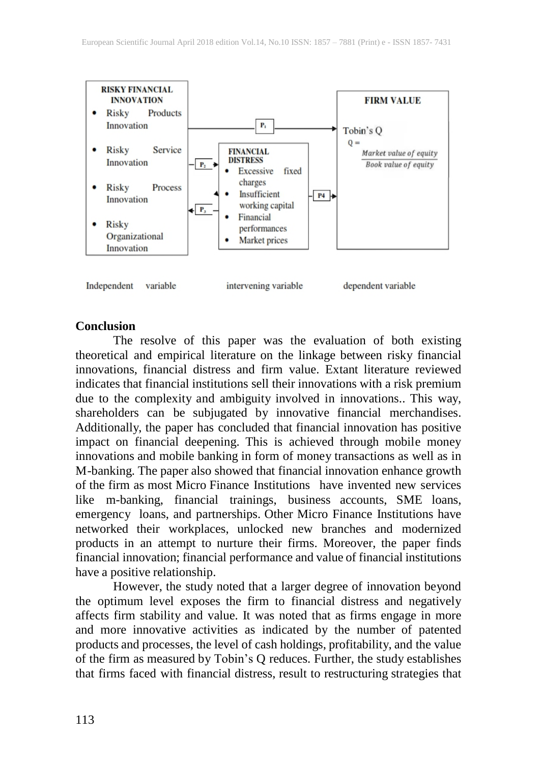**RISKY FINANCIAL INNOVATION**

- Risky Products Innovation
- Risky Service Innovation
- Risky Process Innovation
- Risky Organizational Innovation

**FINANCIAL DISTRESS**

- Excessive fixed charges
- Insufficient working capital
- Financial performances
- Market prices

**FIRM VALUE**

Tobin's Q

$$Q = \frac{\textit{Market value of equity}}{\textit{Book value of equity}}$$

P1, P2, P3, P4

Independent variable | intervening variable | dependent variable

**Conclusion**

The resolve of this paper was the evaluation of both existing theoretical and empirical literature on the linkage between risky financial innovations, financial distress and firm value. Extant literature reviewed indicates that financial institutions sell their innovations with a risk premium due to the complexity and ambiguity involved in innovations.. This way, shareholders can be subjugated by innovative financial merchandises. Additionally, the paper has concluded that financial innovation has positive impact on financial deepening. This is achieved through mobile money innovations and mobile banking in form of money transactions as well as in M-banking. The paper also showed that financial innovation enhance growth of the firm as most Micro Finance Institutions have invented new services like m-banking, financial trainings, business accounts, SME loans, emergency loans, and partnerships. Other Micro Finance Institutions have networked their workplaces, unlocked new branches and modernized products in an attempt to nurture their firms. Moreover, the paper finds financial innovation; financial performance and value of financial institutions have a positive relationship.

However, the study noted that a larger degree of innovation beyond the optimum level exposes the firm to financial distress and negatively affects firm stability and value. It was noted that as firms engage in more and more innovative activities as indicated by the number of patented products and processes, the level of cash holdings, profitability, and the value of the firm as measured by Tobin's Q reduces. Further, the study establishes that firms faced with financial distress, result to restructuring strategies that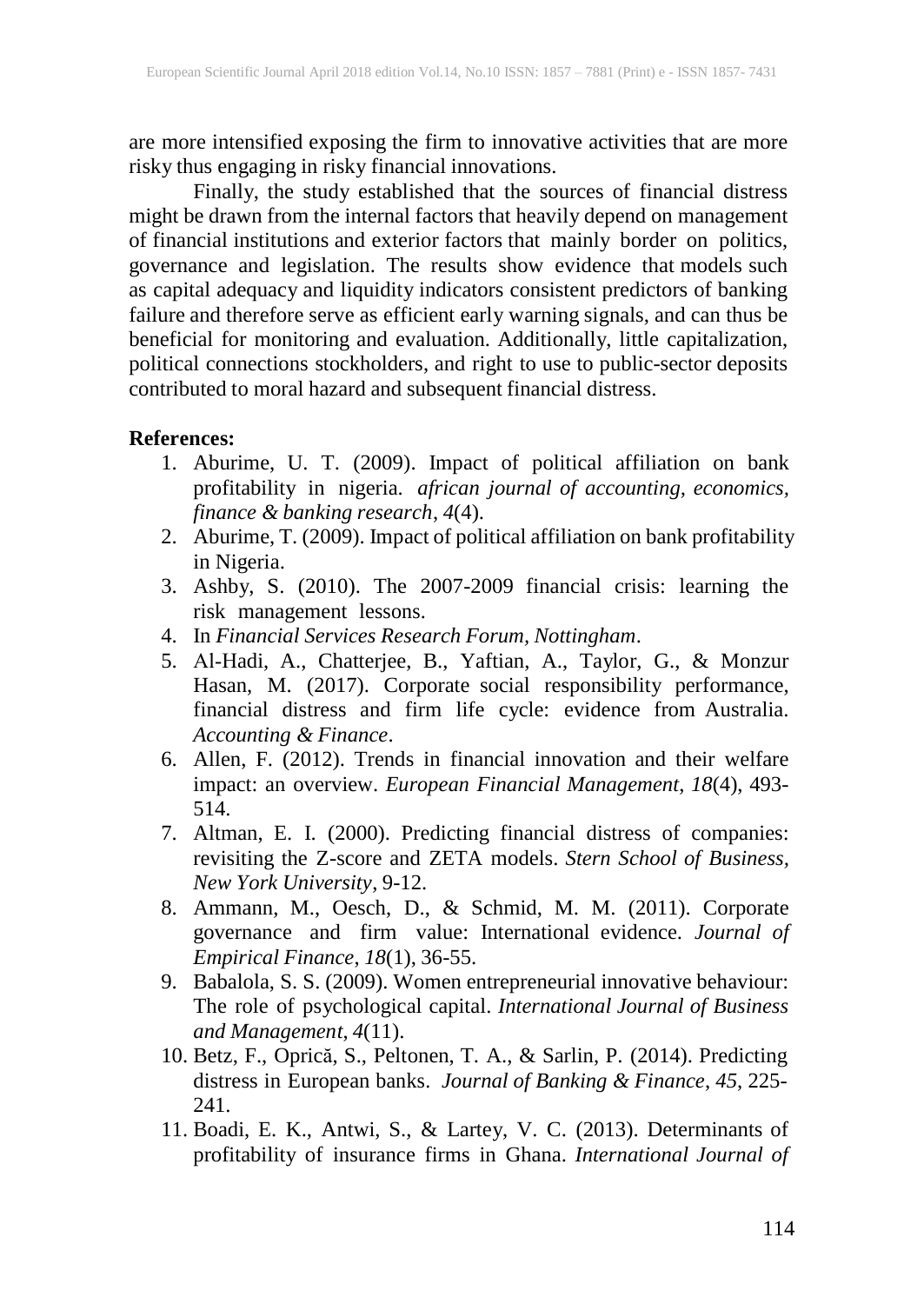are more intensified exposing the firm to innovative activities that are more risky thus engaging in risky financial innovations.

Finally, the study established that the sources of financial distress might be drawn from the internal factors that heavily depend on management of financial institutions and exterior factors that mainly border on politics, governance and legislation. The results show evidence that models such as capital adequacy and liquidity indicators consistent predictors of banking failure and therefore serve as efficient early warning signals, and can thus be beneficial for monitoring and evaluation. Additionally, little capitalization, political connections stockholders, and right to use to public-sector deposits contributed to moral hazard and subsequent financial distress.

**References:**

1. Aburime, U. T. (2009). Impact of political affiliation on bank profitability in nigeria. *african journal of accounting, economics, finance & banking research*, *4*(4).
2. Aburime, T. (2009). Impact of political affiliation on bank profitability in Nigeria.
3. Ashby, S. (2010). The 2007-2009 financial crisis: learning the risk management lessons.
4. In *Financial Services Research Forum, Nottingham*.
5. Al-Hadi, A., Chatterjee, B., Yaftian, A., Taylor, G., & Monzur Hasan, M. (2017). Corporate social responsibility performance, financial distress and firm life cycle: evidence from Australia. *Accounting & Finance*.
6. Allen, F. (2012). Trends in financial innovation and their welfare impact: an overview. *European Financial Management*, *18*(4), 493-514.
7. Altman, E. I. (2000). Predicting financial distress of companies: revisiting the Z-score and ZETA models. *Stern School of Business, New York University*, 9-12.
8. Ammann, M., Oesch, D., & Schmid, M. M. (2011). Corporate governance and firm value: International evidence. *Journal of Empirical Finance*, *18*(1), 36-55.
9. Babalola, S. S. (2009). Women entrepreneurial innovative behaviour: The role of psychological capital. *International Journal of Business and Management*, *4*(11).
10. Betz, F., Oprică, S., Peltonen, T. A., & Sarlin, P. (2014). Predicting distress in European banks. *Journal of Banking & Finance*, *45*, 225-241.
11. Boadi, E. K., Antwi, S., & Lartey, V. C. (2013). Determinants of profitability of insurance firms in Ghana. *International Journal of*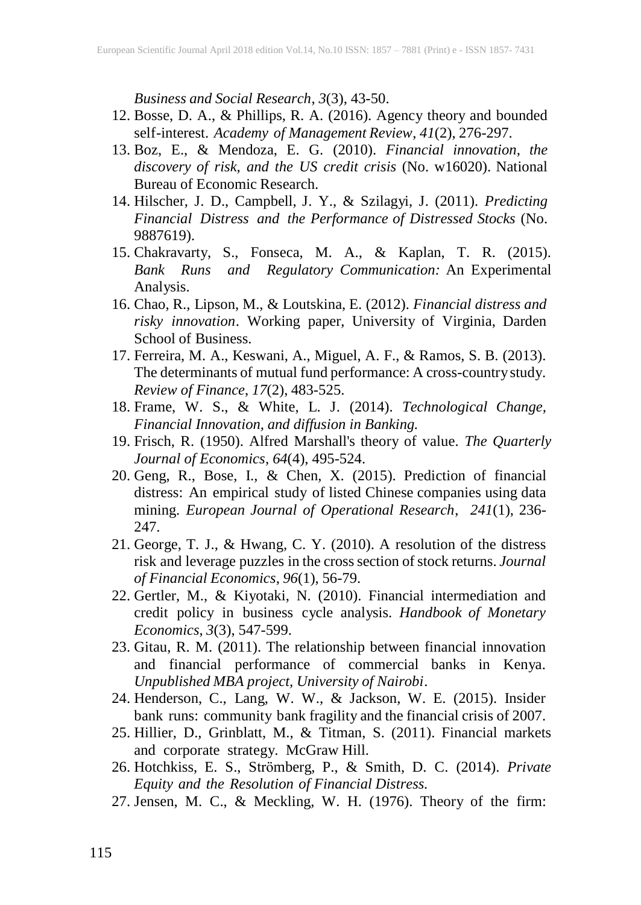*Business and Social Research*, *3*(3), 43-50.

12. Bosse, D. A., & Phillips, R. A. (2016). Agency theory and bounded self-interest. *Academy of Management Review*, *41*(2), 276-297.
13. Boz, E., & Mendoza, E. G. (2010). *Financial innovation, the discovery of risk, and the US credit crisis* (No. w16020). National Bureau of Economic Research.
14. Hilscher, J. D., Campbell, J. Y., & Szilagyi, J. (2011). *Predicting Financial Distress and the Performance of Distressed Stocks* (No. 9887619).
15. Chakravarty, S., Fonseca, M. A., & Kaplan, T. R. (2015). *Bank Runs and Regulatory Communication:* An Experimental Analysis.
16. Chao, R., Lipson, M., & Loutskina, E. (2012). *Financial distress and risky innovation*. Working paper, University of Virginia, Darden School of Business.
17. Ferreira, M. A., Keswani, A., Miguel, A. F., & Ramos, S. B. (2013). The determinants of mutual fund performance: A cross-country study. *Review of Finance*, *17*(2), 483-525.
18. Frame, W. S., & White, L. J. (2014). *Technological Change, Financial Innovation, and diffusion in Banking.*
19. Frisch, R. (1950). Alfred Marshall's theory of value. *The Quarterly Journal of Economics*, *64*(4), 495-524.
20. Geng, R., Bose, I., & Chen, X. (2015). Prediction of financial distress: An empirical study of listed Chinese companies using data mining. *European Journal of Operational Research*, *241*(1), 236-247.
21. George, T. J., & Hwang, C. Y. (2010). A resolution of the distress risk and leverage puzzles in the cross section of stock returns. *Journal of Financial Economics*, *96*(1), 56-79.
22. Gertler, M., & Kiyotaki, N. (2010). Financial intermediation and credit policy in business cycle analysis. *Handbook of Monetary Economics*, *3*(3), 547-599.
23. Gitau, R. M. (2011). The relationship between financial innovation and financial performance of commercial banks in Kenya. *Unpublished MBA project, University of Nairobi*.
24. Henderson, C., Lang, W. W., & Jackson, W. E. (2015). Insider bank runs: community bank fragility and the financial crisis of 2007.
25. Hillier, D., Grinblatt, M., & Titman, S. (2011). Financial markets and corporate strategy. McGraw Hill.
26. Hotchkiss, E. S., Strömberg, P., & Smith, D. C. (2014). *Private Equity and the Resolution of Financial Distress.*
27. Jensen, M. C., & Meckling, W. H. (1976). Theory of the firm: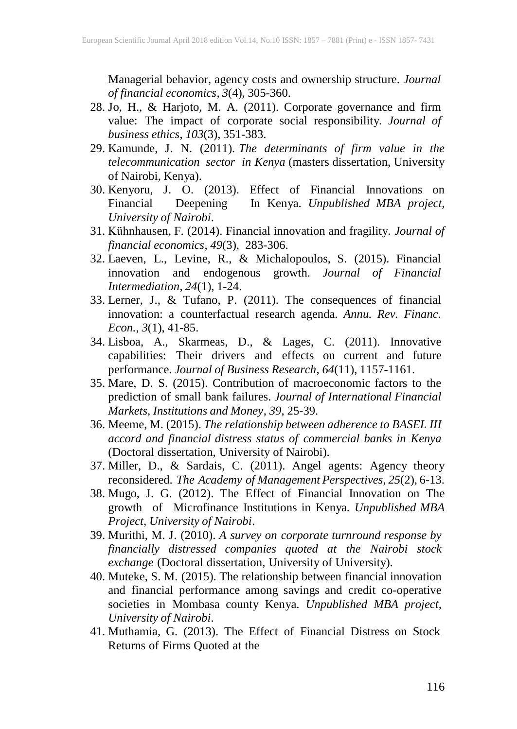Managerial behavior, agency costs and ownership structure. *Journal of financial economics*, *3*(4), 305-360.

28. Jo, H., & Harjoto, M. A. (2011). Corporate governance and firm value: The impact of corporate social responsibility. *Journal of business ethics*, *103*(3), 351-383.
29. Kamunde, J. N. (2011). *The determinants of firm value in the telecommunication sector in Kenya* (masters dissertation, University of Nairobi, Kenya).
30. Kenyoru, J. O. (2013). Effect of Financial Innovations on Financial Deepening In Kenya. *Unpublished MBA project, University of Nairobi*.
31. Kühnhausen, F. (2014). Financial innovation and fragility. *Journal of financial economics*, *49*(3), 283-306.
32. Laeven, L., Levine, R., & Michalopoulos, S. (2015). Financial innovation and endogenous growth. *Journal of Financial Intermediation*, *24*(1), 1-24.
33. Lerner, J., & Tufano, P. (2011). The consequences of financial innovation: a counterfactual research agenda. *Annu. Rev. Financ. Econ.*, *3*(1), 41-85.
34. Lisboa, A., Skarmeas, D., & Lages, C. (2011). Innovative capabilities: Their drivers and effects on current and future performance. *Journal of Business Research*, *64*(11), 1157-1161.
35. Mare, D. S. (2015). Contribution of macroeconomic factors to the prediction of small bank failures. *Journal of International Financial Markets, Institutions and Money*, *39*, 25-39.
36. Meeme, M. (2015). *The relationship between adherence to BASEL III accord and financial distress status of commercial banks in Kenya* (Doctoral dissertation, University of Nairobi).
37. Miller, D., & Sardais, C. (2011). Angel agents: Agency theory reconsidered. *The Academy of Management Perspectives*, *25*(2), 6-13.
38. Mugo, J. G. (2012). The Effect of Financial Innovation on The growth of Microfinance Institutions in Kenya. *Unpublished MBA Project, University of Nairobi*.
39. Murithi, M. J. (2010). *A survey on corporate turnround response by financially distressed companies quoted at the Nairobi stock exchange* (Doctoral dissertation, University of University).
40. Muteke, S. M. (2015). The relationship between financial innovation and financial performance among savings and credit co-operative societies in Mombasa county Kenya. *Unpublished MBA project, University of Nairobi*.
41. Muthamia, G. (2013). The Effect of Financial Distress on Stock Returns of Firms Quoted at the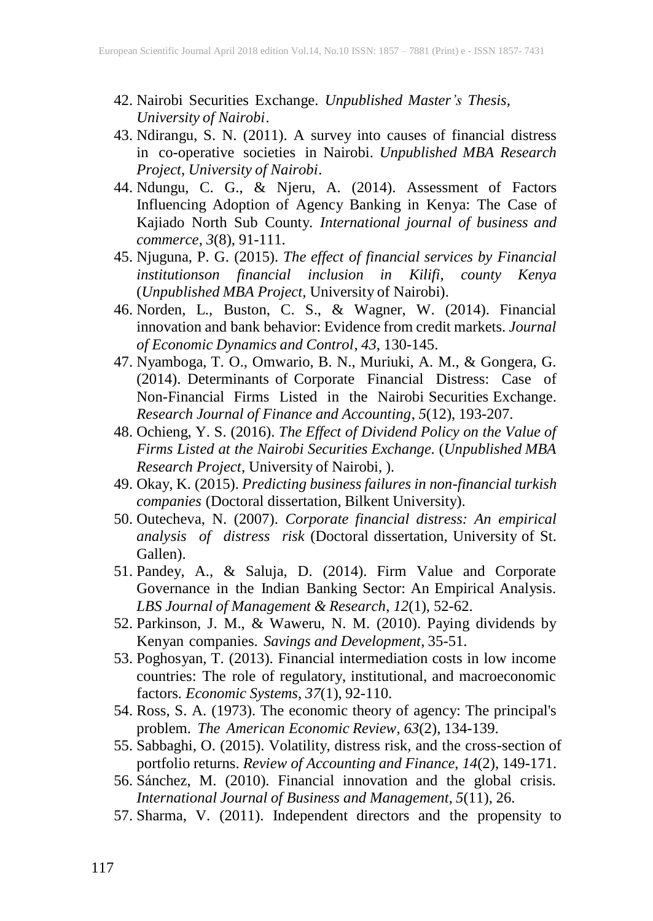42. Nairobi Securities Exchange. *Unpublished Master's Thesis, University of Nairobi*.
43. Ndirangu, S. N. (2011). A survey into causes of financial distress in co-operative societies in Nairobi. *Unpublished MBA Research Project, University of Nairobi*.
44. Ndungu, C. G., & Njeru, A. (2014). Assessment of Factors Influencing Adoption of Agency Banking in Kenya: The Case of Kajiado North Sub County. *International journal of business and commerce*, *3*(8), 91-111.
45. Njuguna, P. G. (2015). *The effect of financial services by Financial institutionson financial inclusion in Kilifi, county Kenya* (*Unpublished MBA Project*, University of Nairobi).
46. Norden, L., Buston, C. S., & Wagner, W. (2014). Financial innovation and bank behavior: Evidence from credit markets. *Journal of Economic Dynamics and Control*, *43*, 130-145.
47. Nyamboga, T. O., Omwario, B. N., Muriuki, A. M., & Gongera, G. (2014). Determinants of Corporate Financial Distress: Case of Non-Financial Firms Listed in the Nairobi Securities Exchange. *Research Journal of Finance and Accounting*, *5*(12), 193-207.
48. Ochieng, Y. S. (2016). *The Effect of Dividend Policy on the Value of Firms Listed at the Nairobi Securities Exchange.* (*Unpublished MBA Research Project*, University of Nairobi, ).
49. Okay, K. (2015). *Predicting business failures in non-financial turkish companies* (Doctoral dissertation, Bilkent University).
50. Outecheva, N. (2007). *Corporate financial distress: An empirical analysis of distress risk* (Doctoral dissertation, University of St. Gallen).
51. Pandey, A., & Saluja, D. (2014). Firm Value and Corporate Governance in the Indian Banking Sector: An Empirical Analysis. *LBS Journal of Management & Research*, *12*(1), 52-62.
52. Parkinson, J. M., & Waweru, N. M. (2010). Paying dividends by Kenyan companies. *Savings and Development*, 35-51.
53. Poghosyan, T. (2013). Financial intermediation costs in low income countries: The role of regulatory, institutional, and macroeconomic factors. *Economic Systems*, *37*(1), 92-110.
54. Ross, S. A. (1973). The economic theory of agency: The principal's problem. *The American Economic Review*, *63*(2), 134-139.
55. Sabbaghi, O. (2015). Volatility, distress risk, and the cross-section of portfolio returns. *Review of Accounting and Finance*, *14*(2), 149-171.
56. Sánchez, M. (2010). Financial innovation and the global crisis. *International Journal of Business and Management*, *5*(11), 26.
57. Sharma, V. (2011). Independent directors and the propensity to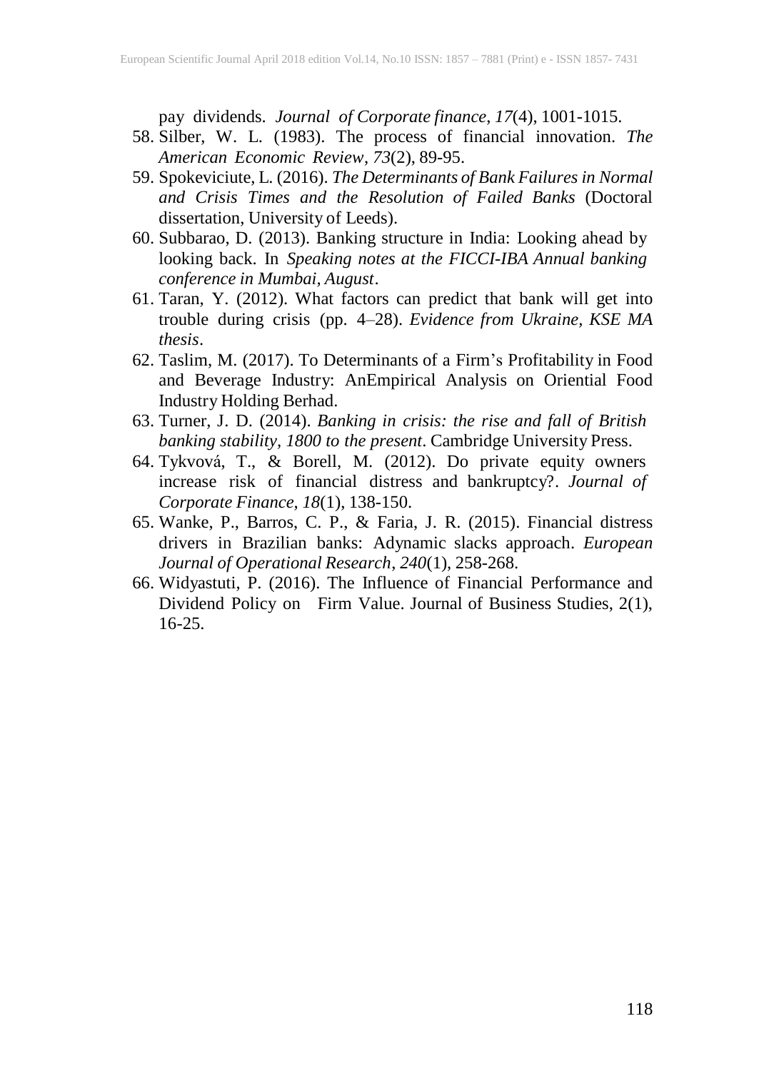pay dividends. *Journal of Corporate finance*, *17*(4), 1001-1015.

58. Silber, W. L. (1983). The process of financial innovation. *The American Economic Review*, *73*(2), 89-95.
59. Spokeviciute, L. (2016). *The Determinants of Bank Failures in Normal and Crisis Times and the Resolution of Failed Banks* (Doctoral dissertation, University of Leeds).
60. Subbarao, D. (2013). Banking structure in India: Looking ahead by looking back. In *Speaking notes at the FICCI-IBA Annual banking conference in Mumbai, August*.
61. Taran, Y. (2012). What factors can predict that bank will get into trouble during crisis (pp. 4–28). *Evidence from Ukraine, KSE MA thesis*.
62. Taslim, M. (2017). To Determinants of a Firm's Profitability in Food and Beverage Industry: AnEmpirical Analysis on Oriential Food Industry Holding Berhad.
63. Turner, J. D. (2014). *Banking in crisis: the rise and fall of British banking stability, 1800 to the present*. Cambridge University Press.
64. Tykvová, T., & Borell, M. (2012). Do private equity owners increase risk of financial distress and bankruptcy?. *Journal of Corporate Finance*, *18*(1), 138-150.
65. Wanke, P., Barros, C. P., & Faria, J. R. (2015). Financial distress drivers in Brazilian banks: Adynamic slacks approach. *European Journal of Operational Research*, *240*(1), 258-268.
66. Widyastuti, P. (2016). The Influence of Financial Performance and Dividend Policy on Firm Value. Journal of Business Studies, 2(1), 16-25.